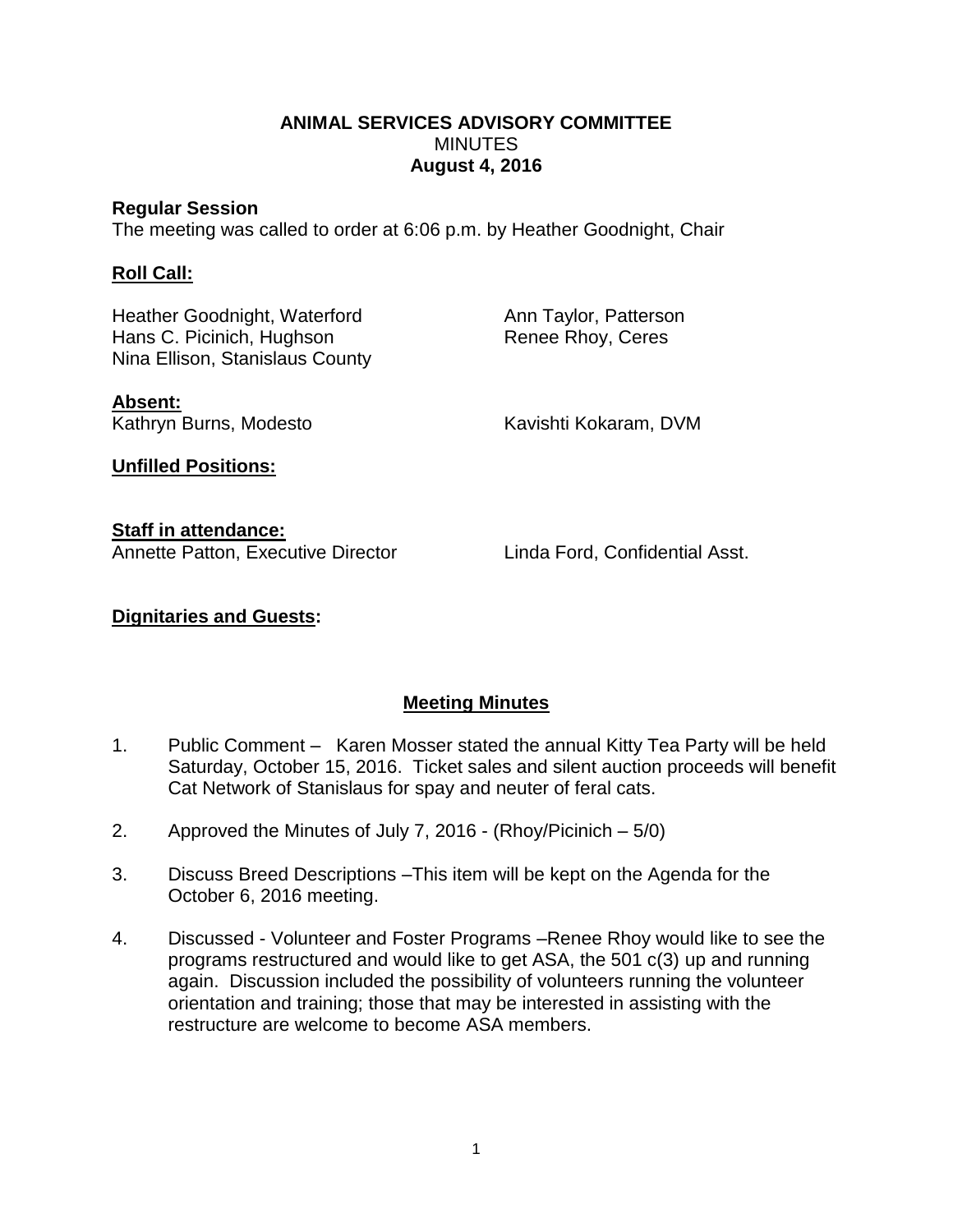**ANIMAL SERVICES ADVISORY COMMITTEE**
MINUTES
**August 4, 2016**

**Regular Session**
The meeting was called to order at 6:06 p.m. by Heather Goodnight, Chair

**Roll Call:**

Heather Goodnight, Waterford
Hans C. Picinich, Hughson
Nina Ellison, Stanislaus County
Ann Taylor, Patterson
Renee Rhoy, Ceres

**Absent:**
Kathryn Burns, Modesto
Kavishti Kokaram, DVM

**Unfilled Positions:**

**Staff in attendance:**
Annette Patton, Executive Director
Linda Ford, Confidential Asst.

**Dignitaries and Guests:**

**Meeting Minutes**

1. Public Comment – Karen Mosser stated the annual Kitty Tea Party will be held Saturday, October 15, 2016. Ticket sales and silent auction proceeds will benefit Cat Network of Stanislaus for spay and neuter of feral cats.

2. Approved the Minutes of July 7, 2016 - (Rhoy/Picinich – 5/0)

3. Discuss Breed Descriptions –This item will be kept on the Agenda for the October 6, 2016 meeting.

4. Discussed - Volunteer and Foster Programs –Renee Rhoy would like to see the programs restructured and would like to get ASA, the 501 c(3) up and running again. Discussion included the possibility of volunteers running the volunteer orientation and training; those that may be interested in assisting with the restructure are welcome to become ASA members.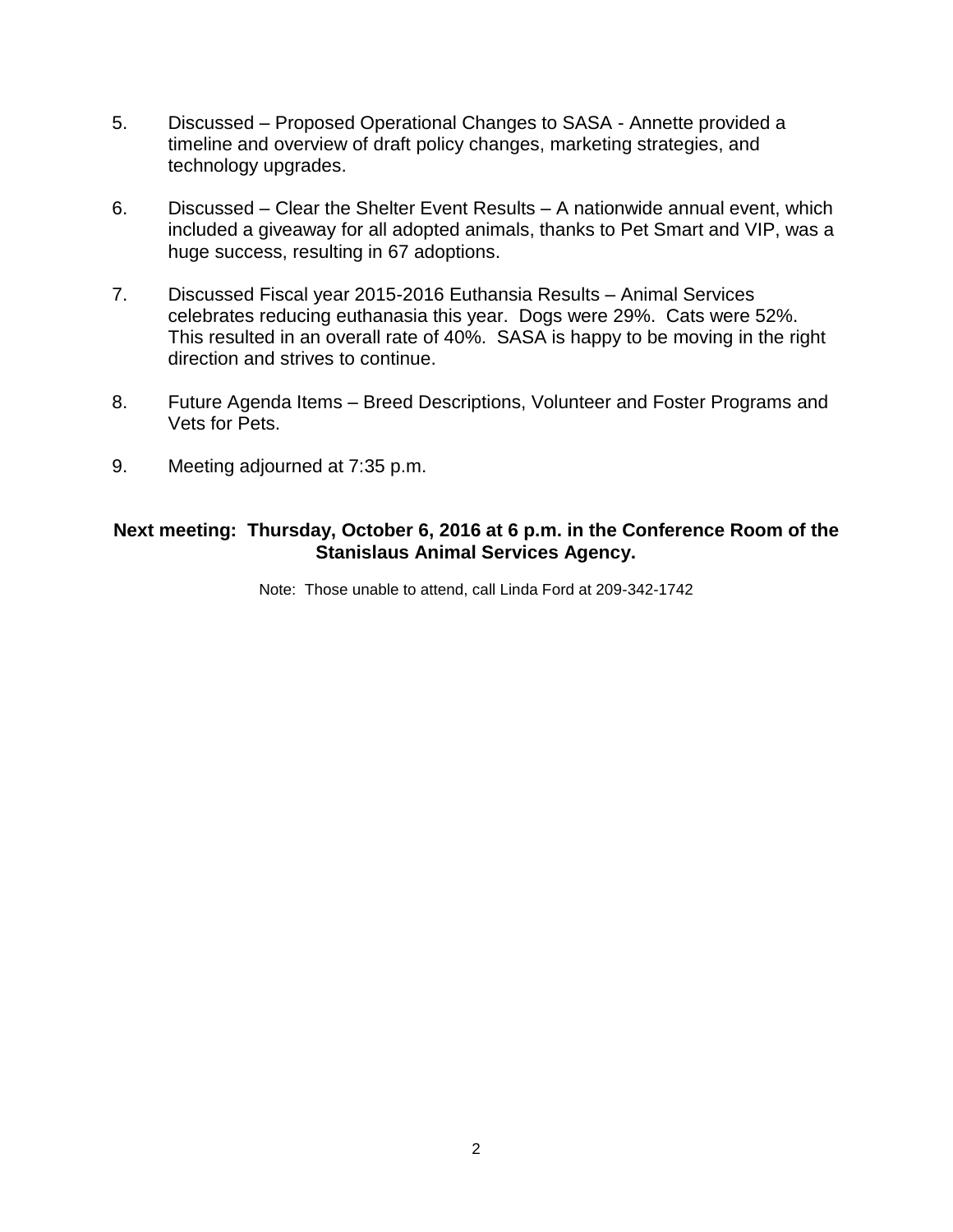5. Discussed – Proposed Operational Changes to SASA - Annette provided a timeline and overview of draft policy changes, marketing strategies, and technology upgrades.

6. Discussed – Clear the Shelter Event Results – A nationwide annual event, which included a giveaway for all adopted animals, thanks to Pet Smart and VIP, was a huge success, resulting in 67 adoptions.

7. Discussed Fiscal year 2015-2016 Euthansia Results – Animal Services celebrates reducing euthanasia this year. Dogs were 29%. Cats were 52%. This resulted in an overall rate of 40%. SASA is happy to be moving in the right direction and strives to continue.

8. Future Agenda Items – Breed Descriptions, Volunteer and Foster Programs and Vets for Pets.

9. Meeting adjourned at 7:35 p.m.

**Next meeting: Thursday, October 6, 2016 at 6 p.m. in the Conference Room of the Stanislaus Animal Services Agency.**

Note: Those unable to attend, call Linda Ford at 209-342-1742